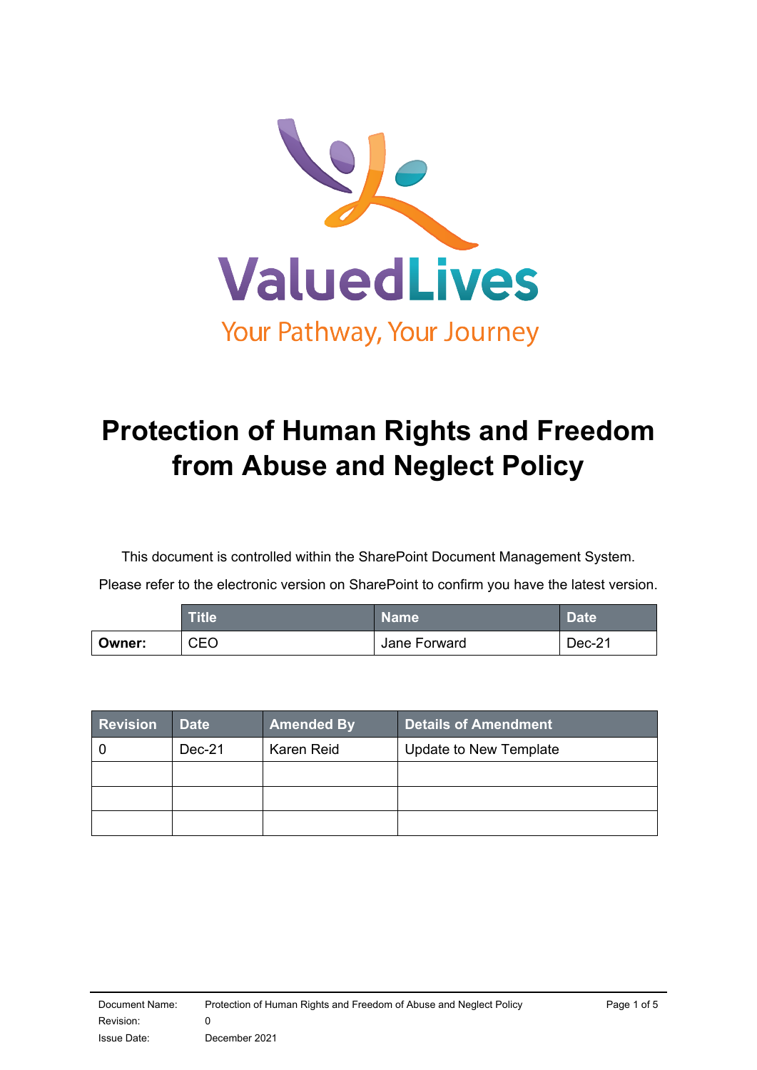ValuedLives

Your Pathway, Your Journey

# Protection of Human Rights and Freedom from Abuse and Neglect Policy

This document is controlled within the SharePoint Document Management System.

Please refer to the electronic version on SharePoint to confirm you have the latest version.

| | Title | Name | Date |
|---|---|---|---|
| **Owner:** | CEO | Jane Forward | Dec-21 |

| Revision | Date | Amended By | Details of Amendment |
|---|---|---|---|
| 0 | Dec-21 | Karen Reid | Update to New Template |
| | | | |
| | | | |
| | | | |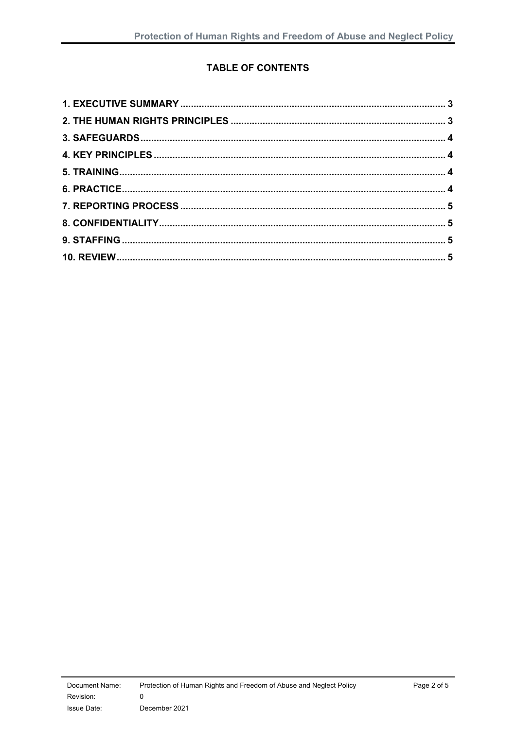**TABLE OF CONTENTS**

| | |
|---|---|
| **1. EXECUTIVE SUMMARY** | **3** |
| **2. THE HUMAN RIGHTS PRINCIPLES** | **3** |
| **3. SAFEGUARDS** | **4** |
| **4. KEY PRINCIPLES** | **4** |
| **5. TRAINING** | **4** |
| **6. PRACTICE** | **4** |
| **7. REPORTING PROCESS** | **5** |
| **8. CONFIDENTIALITY** | **5** |
| **9. STAFFING** | **5** |
| **10. REVIEW** | **5** |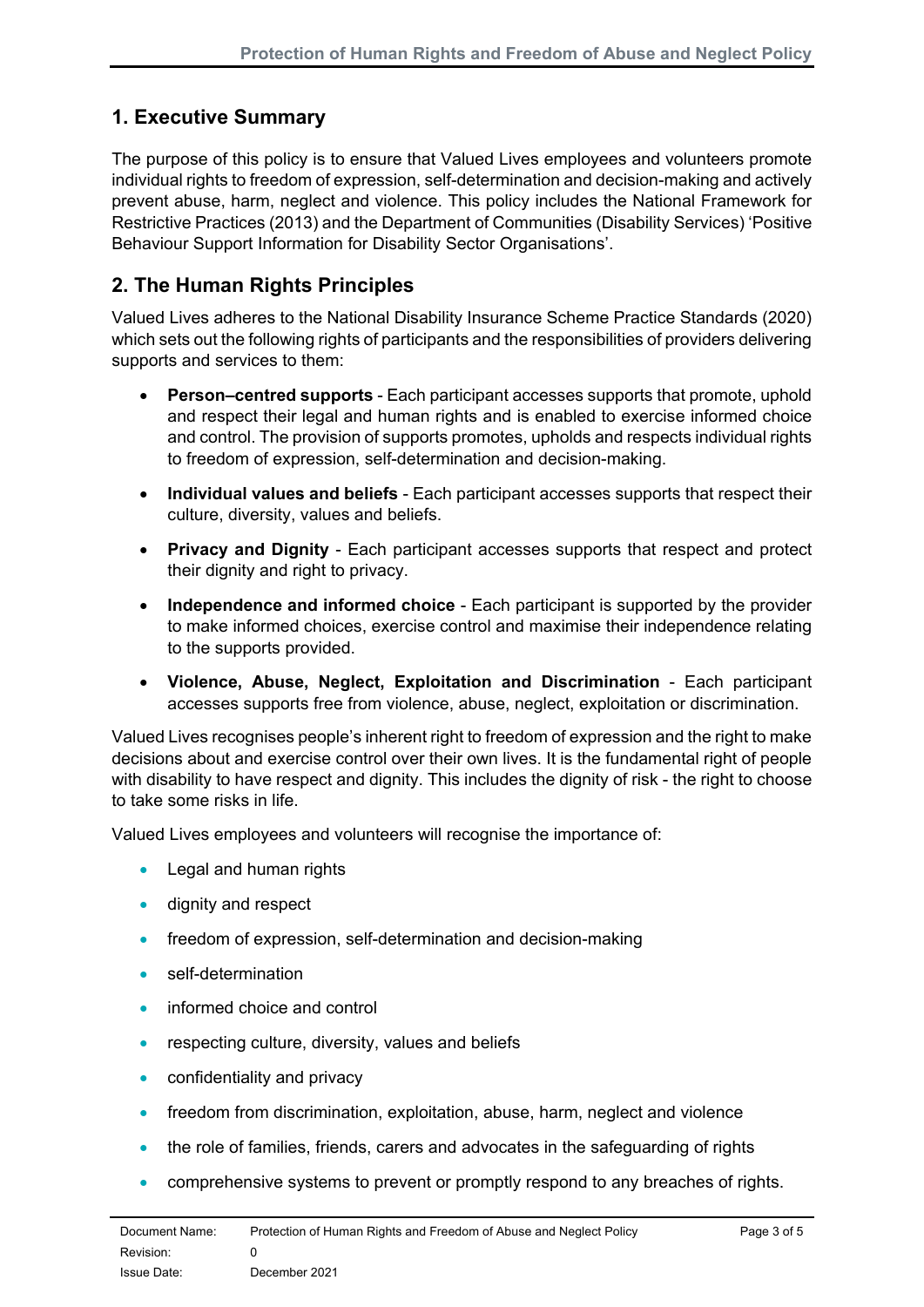## 1. Executive Summary

The purpose of this policy is to ensure that Valued Lives employees and volunteers promote individual rights to freedom of expression, self-determination and decision-making and actively prevent abuse, harm, neglect and violence. This policy includes the National Framework for Restrictive Practices (2013) and the Department of Communities (Disability Services) 'Positive Behaviour Support Information for Disability Sector Organisations'.

## 2. The Human Rights Principles

Valued Lives adheres to the National Disability Insurance Scheme Practice Standards (2020) which sets out the following rights of participants and the responsibilities of providers delivering supports and services to them:

- **Person–centred supports** - Each participant accesses supports that promote, uphold and respect their legal and human rights and is enabled to exercise informed choice and control. The provision of supports promotes, upholds and respects individual rights to freedom of expression, self-determination and decision-making.
- **Individual values and beliefs** - Each participant accesses supports that respect their culture, diversity, values and beliefs.
- **Privacy and Dignity** - Each participant accesses supports that respect and protect their dignity and right to privacy.
- **Independence and informed choice** - Each participant is supported by the provider to make informed choices, exercise control and maximise their independence relating to the supports provided.
- **Violence, Abuse, Neglect, Exploitation and Discrimination** - Each participant accesses supports free from violence, abuse, neglect, exploitation or discrimination.

Valued Lives recognises people's inherent right to freedom of expression and the right to make decisions about and exercise control over their own lives. It is the fundamental right of people with disability to have respect and dignity. This includes the dignity of risk - the right to choose to take some risks in life.

Valued Lives employees and volunteers will recognise the importance of:

- Legal and human rights
- dignity and respect
- freedom of expression, self-determination and decision-making
- self-determination
- informed choice and control
- respecting culture, diversity, values and beliefs
- confidentiality and privacy
- freedom from discrimination, exploitation, abuse, harm, neglect and violence
- the role of families, friends, carers and advocates in the safeguarding of rights
- comprehensive systems to prevent or promptly respond to any breaches of rights.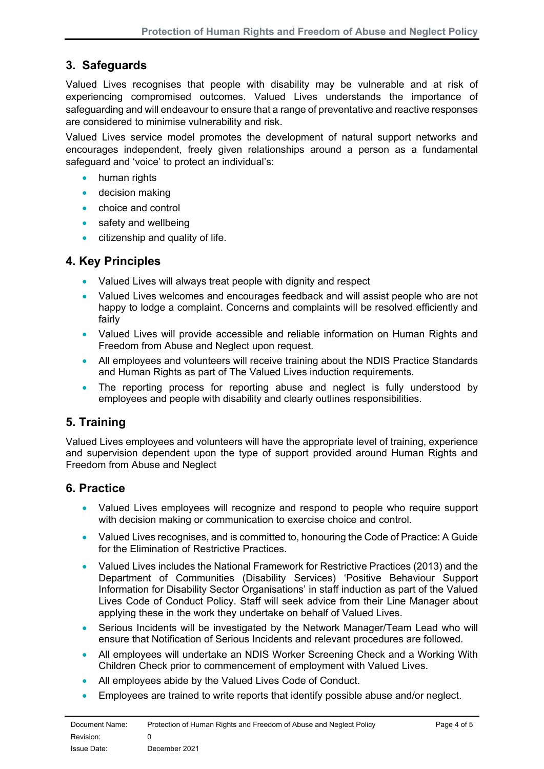## 3. Safeguards

Valued Lives recognises that people with disability may be vulnerable and at risk of experiencing compromised outcomes. Valued Lives understands the importance of safeguarding and will endeavour to ensure that a range of preventative and reactive responses are considered to minimise vulnerability and risk.

Valued Lives service model promotes the development of natural support networks and encourages independent, freely given relationships around a person as a fundamental safeguard and 'voice' to protect an individual's:

- human rights
- decision making
- choice and control
- safety and wellbeing
- citizenship and quality of life.

## 4. Key Principles

- Valued Lives will always treat people with dignity and respect
- Valued Lives welcomes and encourages feedback and will assist people who are not happy to lodge a complaint. Concerns and complaints will be resolved efficiently and fairly
- Valued Lives will provide accessible and reliable information on Human Rights and Freedom from Abuse and Neglect upon request.
- All employees and volunteers will receive training about the NDIS Practice Standards and Human Rights as part of The Valued Lives induction requirements.
- The reporting process for reporting abuse and neglect is fully understood by employees and people with disability and clearly outlines responsibilities.

## 5. Training

Valued Lives employees and volunteers will have the appropriate level of training, experience and supervision dependent upon the type of support provided around Human Rights and Freedom from Abuse and Neglect

## 6. Practice

- Valued Lives employees will recognize and respond to people who require support with decision making or communication to exercise choice and control.
- Valued Lives recognises, and is committed to, honouring the Code of Practice: A Guide for the Elimination of Restrictive Practices.
- Valued Lives includes the National Framework for Restrictive Practices (2013) and the Department of Communities (Disability Services) 'Positive Behaviour Support Information for Disability Sector Organisations' in staff induction as part of the Valued Lives Code of Conduct Policy. Staff will seek advice from their Line Manager about applying these in the work they undertake on behalf of Valued Lives.
- Serious Incidents will be investigated by the Network Manager/Team Lead who will ensure that Notification of Serious Incidents and relevant procedures are followed.
- All employees will undertake an NDIS Worker Screening Check and a Working With Children Check prior to commencement of employment with Valued Lives.
- All employees abide by the Valued Lives Code of Conduct.
- Employees are trained to write reports that identify possible abuse and/or neglect.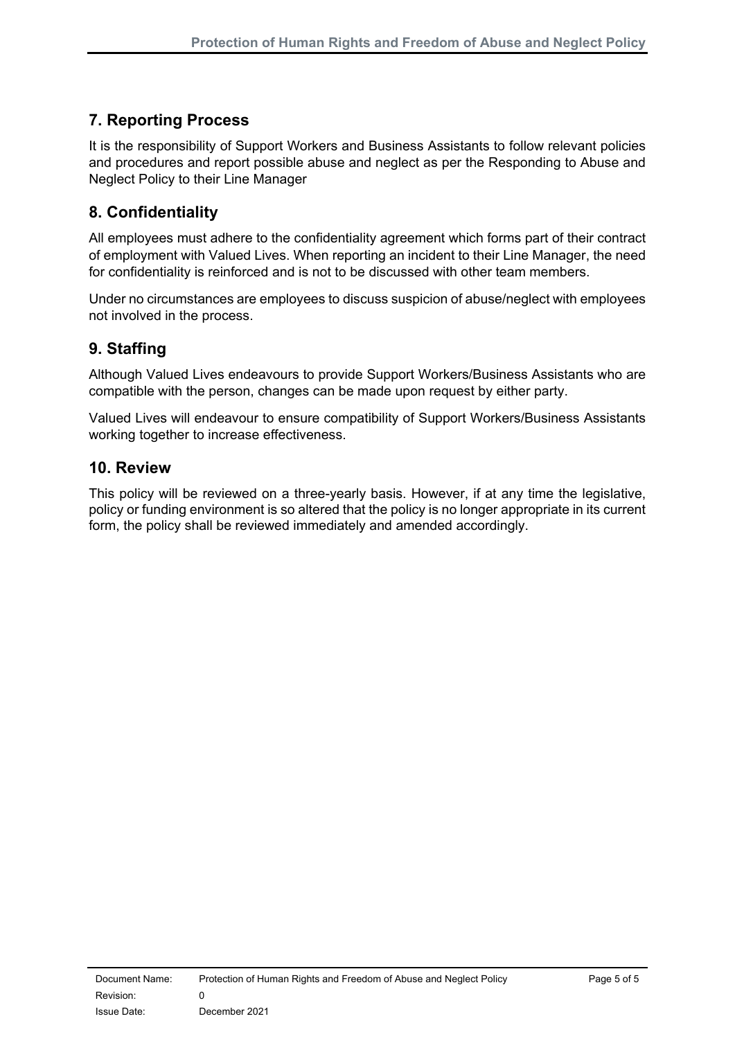## 7. Reporting Process

It is the responsibility of Support Workers and Business Assistants to follow relevant policies and procedures and report possible abuse and neglect as per the Responding to Abuse and Neglect Policy to their Line Manager

## 8. Confidentiality

All employees must adhere to the confidentiality agreement which forms part of their contract of employment with Valued Lives. When reporting an incident to their Line Manager, the need for confidentiality is reinforced and is not to be discussed with other team members.

Under no circumstances are employees to discuss suspicion of abuse/neglect with employees not involved in the process.

## 9. Staffing

Although Valued Lives endeavours to provide Support Workers/Business Assistants who are compatible with the person, changes can be made upon request by either party.

Valued Lives will endeavour to ensure compatibility of Support Workers/Business Assistants working together to increase effectiveness.

## 10. Review

This policy will be reviewed on a three-yearly basis. However, if at any time the legislative, policy or funding environment is so altered that the policy is no longer appropriate in its current form, the policy shall be reviewed immediately and amended accordingly.